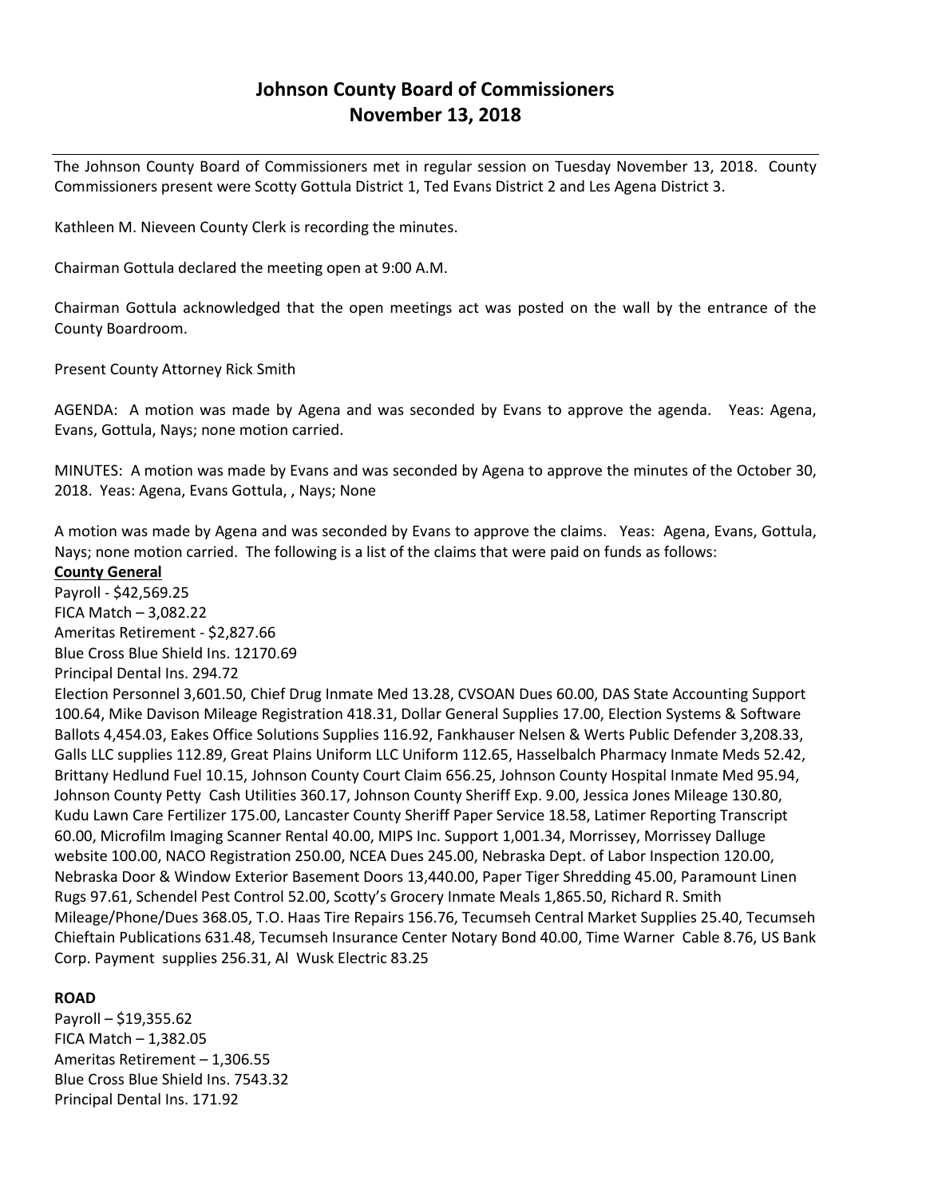# Johnson County Board of Commissioners
## November 13, 2018

---

The Johnson County Board of Commissioners met in regular session on Tuesday November 13, 2018. County Commissioners present were Scotty Gottula District 1, Ted Evans District 2 and Les Agena District 3.

Kathleen M. Nieveen County Clerk is recording the minutes.

Chairman Gottula declared the meeting open at 9:00 A.M.

Chairman Gottula acknowledged that the open meetings act was posted on the wall by the entrance of the County Boardroom.

Present County Attorney Rick Smith

AGENDA: A motion was made by Agena and was seconded by Evans to approve the agenda. Yeas: Agena, Evans, Gottula, Nays; none motion carried.

MINUTES: A motion was made by Evans and was seconded by Agena to approve the minutes of the October 30, 2018. Yeas: Agena, Evans Gottula, , Nays; None

A motion was made by Agena and was seconded by Evans to approve the claims. Yeas: Agena, Evans, Gottula, Nays; none motion carried. The following is a list of the claims that were paid on funds as follows:

**County General**

Payroll - $42,569.25
FICA Match – 3,082.22
Ameritas Retirement - $2,827.66
Blue Cross Blue Shield Ins. 12170.69
Principal Dental Ins. 294.72
Election Personnel 3,601.50, Chief Drug Inmate Med 13.28, CVSOAN Dues 60.00, DAS State Accounting Support 100.64, Mike Davison Mileage Registration 418.31, Dollar General Supplies 17.00, Election Systems & Software Ballots 4,454.03, Eakes Office Solutions Supplies 116.92, Fankhauser Nelsen & Werts Public Defender 3,208.33, Galls LLC supplies 112.89, Great Plains Uniform LLC Uniform 112.65, Hasselbalch Pharmacy Inmate Meds 52.42, Brittany Hedlund Fuel 10.15, Johnson County Court Claim 656.25, Johnson County Hospital Inmate Med 95.94, Johnson County Petty Cash Utilities 360.17, Johnson County Sheriff Exp. 9.00, Jessica Jones Mileage 130.80, Kudu Lawn Care Fertilizer 175.00, Lancaster County Sheriff Paper Service 18.58, Latimer Reporting Transcript 60.00, Microfilm Imaging Scanner Rental 40.00, MIPS Inc. Support 1,001.34, Morrissey, Morrissey Dalluge website 100.00, NACO Registration 250.00, NCEA Dues 245.00, Nebraska Dept. of Labor Inspection 120.00, Nebraska Door & Window Exterior Basement Doors 13,440.00, Paper Tiger Shredding 45.00, Paramount Linen Rugs 97.61, Schendel Pest Control 52.00, Scotty's Grocery Inmate Meals 1,865.50, Richard R. Smith Mileage/Phone/Dues 368.05, T.O. Haas Tire Repairs 156.76, Tecumseh Central Market Supplies 25.40, Tecumseh Chieftain Publications 631.48, Tecumseh Insurance Center Notary Bond 40.00, Time Warner Cable 8.76, US Bank Corp. Payment supplies 256.31, Al Wusk Electric 83.25

**ROAD**

Payroll – $19,355.62
FICA Match – 1,382.05
Ameritas Retirement – 1,306.55
Blue Cross Blue Shield Ins. 7543.32
Principal Dental Ins. 171.92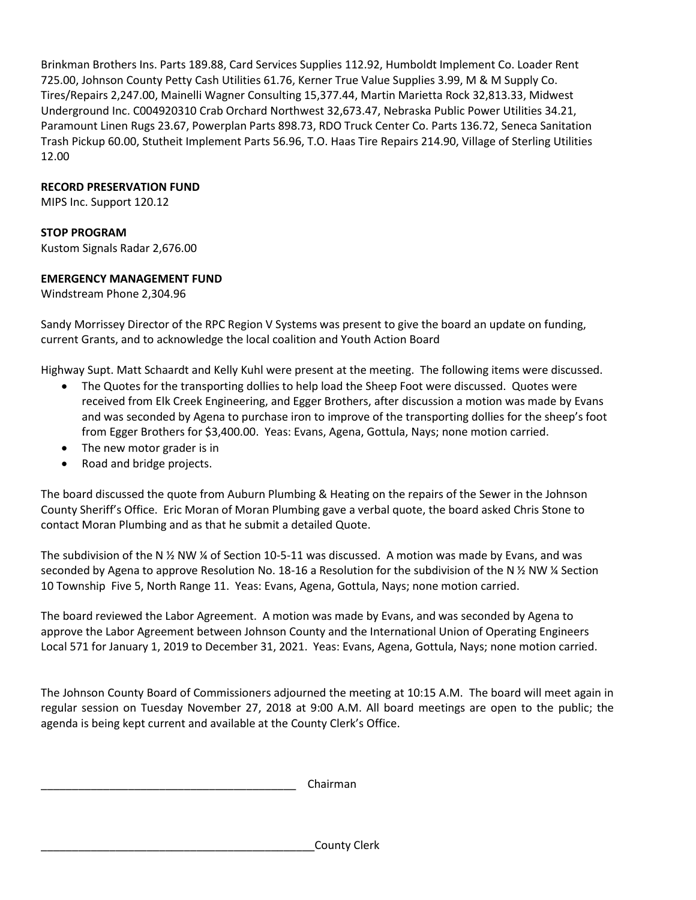Brinkman Brothers Ins. Parts 189.88, Card Services Supplies 112.92, Humboldt Implement Co. Loader Rent 725.00, Johnson County Petty Cash Utilities 61.76, Kerner True Value Supplies 3.99, M & M Supply Co. Tires/Repairs 2,247.00, Mainelli Wagner Consulting 15,377.44, Martin Marietta Rock 32,813.33, Midwest Underground Inc. C004920310 Crab Orchard Northwest 32,673.47, Nebraska Public Power Utilities 34.21, Paramount Linen Rugs 23.67, Powerplan Parts 898.73, RDO Truck Center Co. Parts 136.72, Seneca Sanitation Trash Pickup 60.00, Stutheit Implement Parts 56.96, T.O. Haas Tire Repairs 214.90, Village of Sterling Utilities 12.00

**RECORD PRESERVATION FUND**
MIPS Inc. Support 120.12

**STOP PROGRAM**
Kustom Signals Radar 2,676.00

**EMERGENCY MANAGEMENT FUND**
Windstream Phone 2,304.96

Sandy Morrissey Director of the RPC Region V Systems was present to give the board an update on funding, current Grants, and to acknowledge the local coalition and Youth Action Board

Highway Supt. Matt Schaardt and Kelly Kuhl were present at the meeting. The following items were discussed.

- The Quotes for the transporting dollies to help load the Sheep Foot were discussed. Quotes were received from Elk Creek Engineering, and Egger Brothers, after discussion a motion was made by Evans and was seconded by Agena to purchase iron to improve of the transporting dollies for the sheep's foot from Egger Brothers for $3,400.00. Yeas: Evans, Agena, Gottula, Nays; none motion carried.
- The new motor grader is in
- Road and bridge projects.

The board discussed the quote from Auburn Plumbing & Heating on the repairs of the Sewer in the Johnson County Sheriff's Office. Eric Moran of Moran Plumbing gave a verbal quote, the board asked Chris Stone to contact Moran Plumbing and as that he submit a detailed Quote.

The subdivision of the N ½ NW ¼ of Section 10-5-11 was discussed. A motion was made by Evans, and was seconded by Agena to approve Resolution No. 18-16 a Resolution for the subdivision of the N ½ NW ¼ Section 10 Township Five 5, North Range 11. Yeas: Evans, Agena, Gottula, Nays; none motion carried.

The board reviewed the Labor Agreement. A motion was made by Evans, and was seconded by Agena to approve the Labor Agreement between Johnson County and the International Union of Operating Engineers Local 571 for January 1, 2019 to December 31, 2021. Yeas: Evans, Agena, Gottula, Nays; none motion carried.

The Johnson County Board of Commissioners adjourned the meeting at 10:15 A.M. The board will meet again in regular session on Tuesday November 27, 2018 at 9:00 A.M. All board meetings are open to the public; the agenda is being kept current and available at the County Clerk's Office.

__________________________________________ Chairman

______________________________________________County Clerk